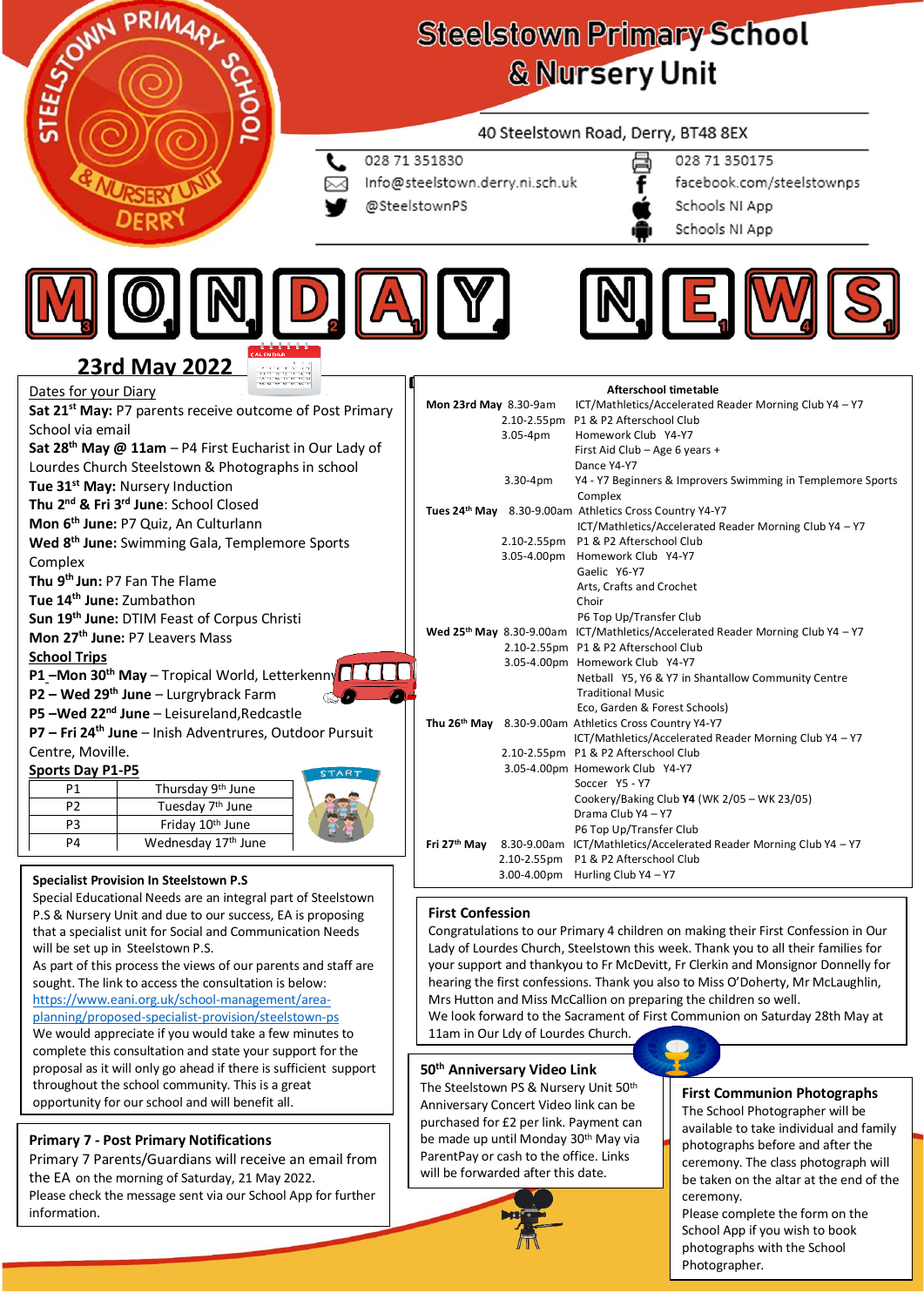# Steelstown Primary School & Nursery Unit

40 Steelstown Road, Derry, BT48 8EX

028 71 351830 | 028 71 350175
Info@steelstown.derry.ni.sch.uk | facebook.com/steelstownps
@SteelstownPS | Schools NI App | Schools NI App

# MONDAY NEWS

## 23rd May 2022

### Dates for your Diary

**Sat 21st May:** P7 parents receive outcome of Post Primary School via email
**Sat 28th May @ 11am** – P4 First Eucharist in Our Lady of Lourdes Church Steelstown & Photographs in school
**Tue 31st May:** Nursery Induction
**Thu 2nd & Fri 3rd June**: School Closed
**Mon 6th June:** P7 Quiz, An Culturlann
**Wed 8th June:** Swimming Gala, Templemore Sports Complex
**Thu 9th Jun:** P7 Fan The Flame
**Tue 14th June:** Zumbathon
**Sun 19th June:** DTIM Feast of Corpus Christi
**Mon 27th June:** P7 Leavers Mass

**School Trips**
**P1 –Mon 30th May** – Tropical World, Letterkenny
**P2 – Wed 29th June** – Lurgrybrack Farm
**P5 –Wed 22nd June** – Leisureland,Redcastle
**P7 – Fri 24th June** – Inish Adventrures, Outdoor Pursuit Centre, Moville.

**Sports Day P1-P5**

| | |
|---|---|
| P1 | Thursday 9th June |
| P2 | Tuesday 7th June |
| P3 | Friday 10th June |
| P4 | Wednesday 17th June |

### Afterschool timetable

| Day | Time | Activity |
|---|---|---|
| **Mon 23rd May** | 8.30-9am | ICT/Mathletics/Accelerated Reader Morning Club Y4 – Y7 |
| | 2.10-2.55pm | P1 & P2 Afterschool Club |
| | 3.05-4pm | Homework Club Y4-Y7 |
| | | First Aid Club – Age 6 years + |
| | | Dance Y4-Y7 |
| | 3.30-4pm | Y4 - Y7 Beginners & Improvers Swimming in Templemore Sports Complex |
| **Tues 24th May** | 8.30-9.00am | Athletics Cross Country Y4-Y7 |
| | | ICT/Mathletics/Accelerated Reader Morning Club Y4 – Y7 |
| | 2.10-2.55pm | P1 & P2 Afterschool Club |
| | 3.05-4.00pm | Homework Club Y4-Y7 |
| | | Gaelic Y6-Y7 |
| | | Arts, Crafts and Crochet |
| | | Choir |
| | | P6 Top Up/Transfer Club |
| **Wed 25th May** | 8.30-9.00am | ICT/Mathletics/Accelerated Reader Morning Club Y4 – Y7 |
| | 2.10-2.55pm | P1 & P2 Afterschool Club |
| | 3.05-4.00pm | Homework Club Y4-Y7 |
| | | Netball Y5, Y6 & Y7 in Shantallow Community Centre |
| | | Traditional Music |
| | | Eco, Garden & Forest Schools) |
| **Thu 26th May** | 8.30-9.00am | Athletics Cross Country Y4-Y7 |
| | | ICT/Mathletics/Accelerated Reader Morning Club Y4 – Y7 |
| | 2.10-2.55pm | P1 & P2 Afterschool Club |
| | 3.05-4.00pm | Homework Club Y4-Y7 |
| | | Soccer Y5 - Y7 |
| | | Cookery/Baking Club **Y4** (WK 2/05 – WK 23/05) |
| | | Drama Club Y4 – Y7 |
| | | P6 Top Up/Transfer Club |
| **Fri 27th May** | 8.30-9.00am | ICT/Mathletics/Accelerated Reader Morning Club Y4 – Y7 |
| | 2.10-2.55pm | P1 & P2 Afterschool Club |
| | 3.00-4.00pm | Hurling Club Y4 – Y7 |

### Specialist Provision In Steelstown P.S

Special Educational Needs are an integral part of Steelstown P.S & Nursery Unit and due to our success, EA is proposing that a specialist unit for Social and Communication Needs will be set up in Steelstown P.S.
As part of this process the views of our parents and staff are sought. The link to access the consultation is below:
https://www.eani.org.uk/school-management/area-planning/proposed-specialist-provision/steelstown-ps
We would appreciate if you would take a few minutes to complete this consultation and state your support for the proposal as it will only go ahead if there is sufficient support throughout the school community. This is a great opportunity for our school and will benefit all.

### Primary 7 - Post Primary Notifications

Primary 7 Parents/Guardians will receive an email from the EA on the morning of Saturday, 21 May 2022.
Please check the message sent via our School App for further information.

### First Confession

Congratulations to our Primary 4 children on making their First Confession in Our Lady of Lourdes Church, Steelstown this week. Thank you to all their families for your support and thankyou to Fr McDevitt, Fr Clerkin and Monsignor Donnelly for hearing the first confessions. Thank you also to Miss O'Doherty, Mr McLaughlin, Mrs Hutton and Miss McCallion on preparing the children so well.
We look forward to the Sacrament of First Communion on Saturday 28th May at 11am in Our Ldy of Lourdes Church.

### 50th Anniversary Video Link

The Steelstown PS & Nursery Unit 50th Anniversary Concert Video link can be purchased for £2 per link. Payment can be made up until Monday 30th May via ParentPay or cash to the office. Links will be forwarded after this date.

### First Communion Photographs

The School Photographer will be available to take individual and family photographs before and after the ceremony. The class photograph will be taken on the altar at the end of the ceremony.
Please complete the form on the School App if you wish to book photographs with the School Photographer.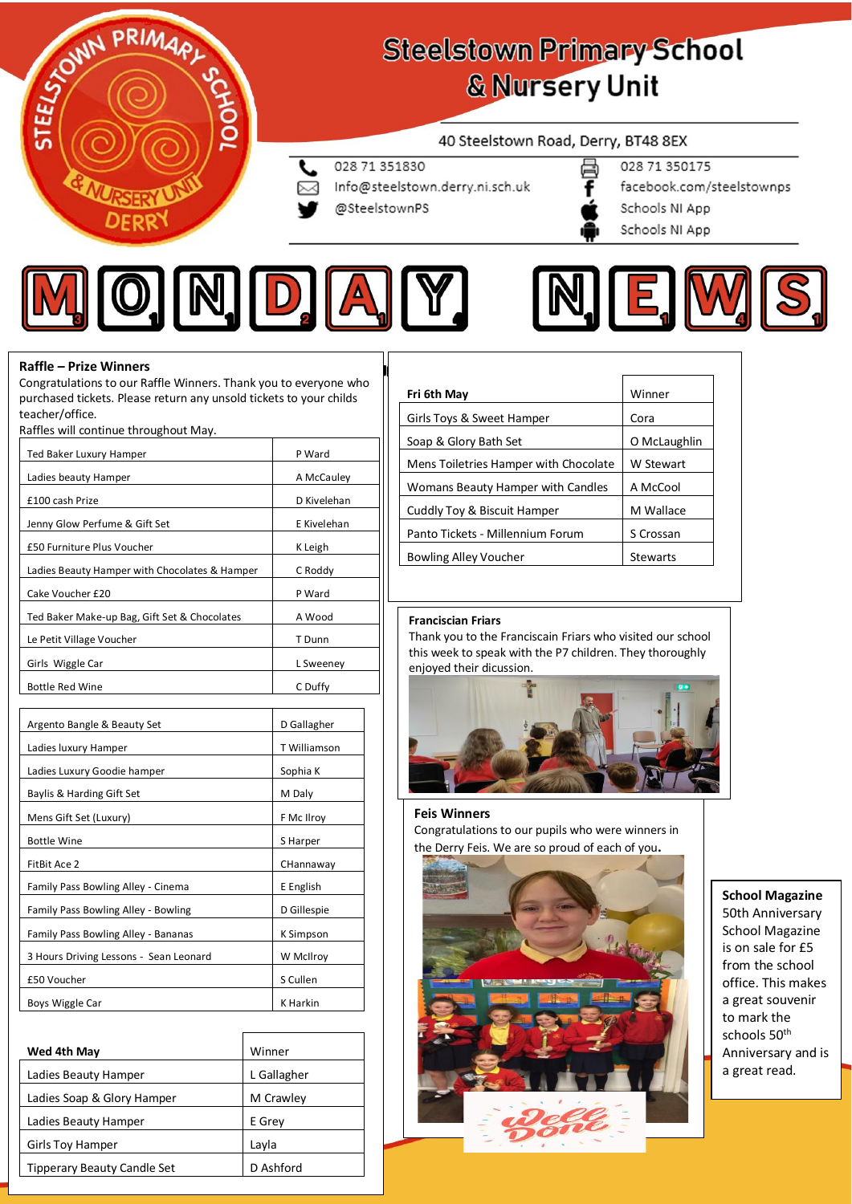# Steelstown Primary School & Nursery Unit

40 Steelstown Road, Derry, BT48 8EX

028 71 351830
Info@steelstown.derry.ni.sch.uk
@SteelstownPS
028 71 350175
facebook.com/steelstownps
Schools NI App
Schools NI App

# MONDAY NEWS

## Raffle – Prize Winners

Congratulations to our Raffle Winners. Thank you to everyone who purchased tickets. Please return any unsold tickets to your childs teacher/office.
Raffles will continue throughout May.

| | |
|---|---|
| Ted Baker Luxury Hamper | P Ward |
| Ladies beauty Hamper | A McCauley |
| £100 cash Prize | D Kivelehan |
| Jenny Glow Perfume & Gift Set | E Kivelehan |
| £50 Furniture Plus Voucher | K Leigh |
| Ladies Beauty Hamper with Chocolates & Hamper | C Roddy |
| Cake Voucher £20 | P Ward |
| Ted Baker Make-up Bag, Gift Set & Chocolates | A Wood |
| Le Petit Village Voucher | T Dunn |
| Girls Wiggle Car | L Sweeney |
| Bottle Red Wine | C Duffy |

| | |
|---|---|
| Argento Bangle & Beauty Set | D Gallagher |
| Ladies luxury Hamper | T Williamson |
| Ladies Luxury Goodie hamper | Sophia K |
| Baylis & Harding Gift Set | M Daly |
| Mens Gift Set (Luxury) | F Mc Ilroy |
| Bottle Wine | S Harper |
| FitBit Ace 2 | CHannaway |
| Family Pass Bowling Alley - Cinema | E English |
| Family Pass Bowling Alley - Bowling | D Gillespie |
| Family Pass Bowling Alley - Bananas | K Simpson |
| 3 Hours Driving Lessons - Sean Leonard | W McIlroy |
| £50 Voucher | S Cullen |
| Boys Wiggle Car | K Harkin |

| Wed 4th May | Winner |
|---|---|
| Ladies Beauty Hamper | L Gallagher |
| Ladies Soap & Glory Hamper | M Crawley |
| Ladies Beauty Hamper | E Grey |
| Girls Toy Hamper | Layla |
| Tipperary Beauty Candle Set | D Ashford |

| Fri 6th May | Winner |
|---|---|
| Girls Toys & Sweet Hamper | Cora |
| Soap & Glory Bath Set | O McLaughlin |
| Mens Toiletries Hamper with Chocolate | W Stewart |
| Womans Beauty Hamper with Candles | A McCool |
| Cuddly Toy & Biscuit Hamper | M Wallace |
| Panto Tickets - Millennium Forum | S Crossan |
| Bowling Alley Voucher | Stewarts |

## Franciscian Friars

Thank you to the Franciscain Friars who visited our school this week to speak with the P7 children. They thoroughly enjoyed their discussion.

## Feis Winners

Congratulations to our pupils who were winners in the Derry Feis. We are so proud of each of you.

Well Done

## School Magazine

50th Anniversary School Magazine is on sale for £5 from the school office. This makes a great souvenir to mark the schools 50th Anniversary and is a great read.